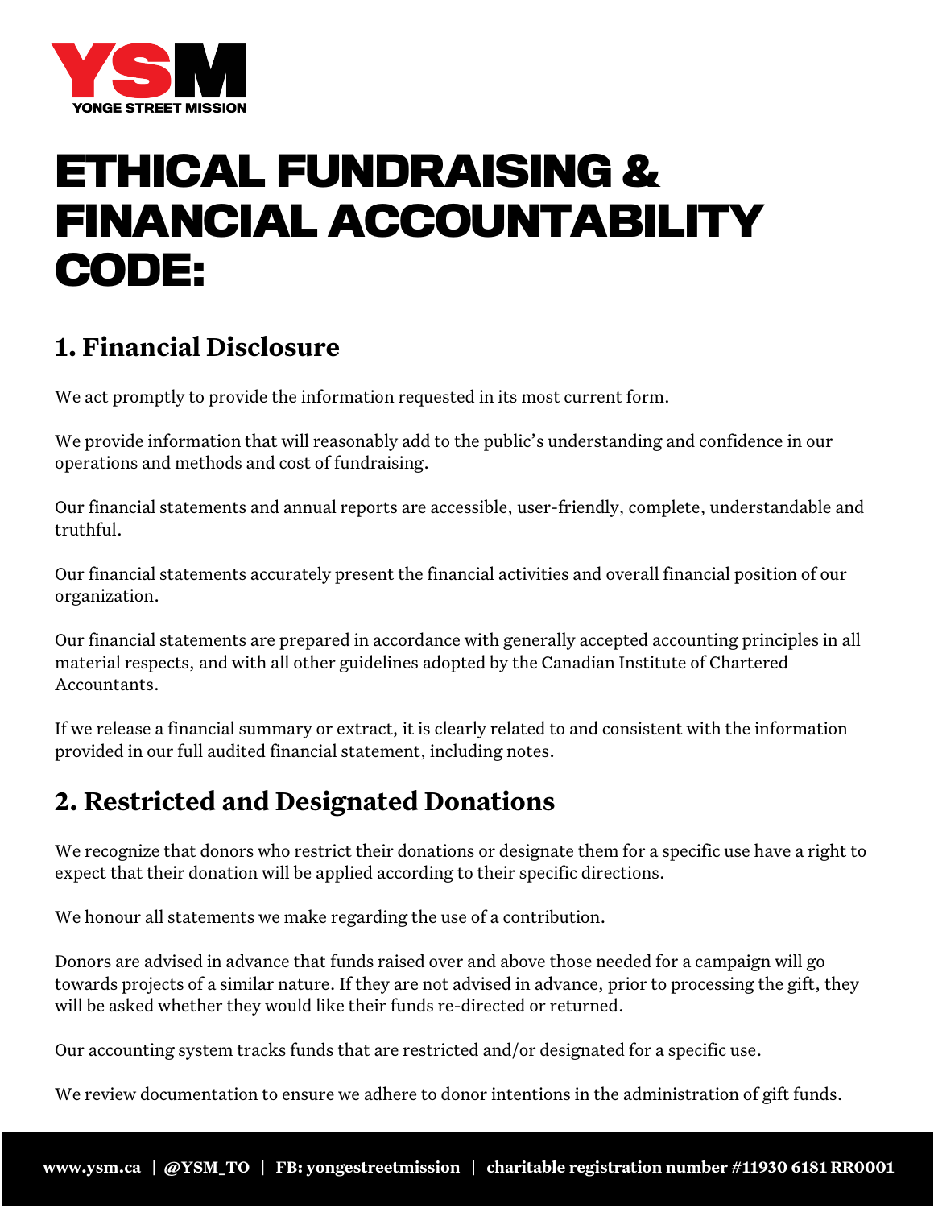YSM
YONGE STREET MISSION

# ETHICAL FUNDRAISING & FINANCIAL ACCOUNTABILITY CODE:

## 1. Financial Disclosure

We act promptly to provide the information requested in its most current form.

We provide information that will reasonably add to the public's understanding and confidence in our operations and methods and cost of fundraising.

Our financial statements and annual reports are accessible, user-friendly, complete, understandable and truthful.

Our financial statements accurately present the financial activities and overall financial position of our organization.

Our financial statements are prepared in accordance with generally accepted accounting principles in all material respects, and with all other guidelines adopted by the Canadian Institute of Chartered Accountants.

If we release a financial summary or extract, it is clearly related to and consistent with the information provided in our full audited financial statement, including notes.

## 2. Restricted and Designated Donations

We recognize that donors who restrict their donations or designate them for a specific use have a right to expect that their donation will be applied according to their specific directions.

We honour all statements we make regarding the use of a contribution.

Donors are advised in advance that funds raised over and above those needed for a campaign will go towards projects of a similar nature. If they are not advised in advance, prior to processing the gift, they will be asked whether they would like their funds re-directed or returned.

Our accounting system tracks funds that are restricted and/or designated for a specific use.

We review documentation to ensure we adhere to donor intentions in the administration of gift funds.

**www.ysm.ca | @YSM_TO | FB: yongestreetmission | charitable registration number #11930 6181 RR0001**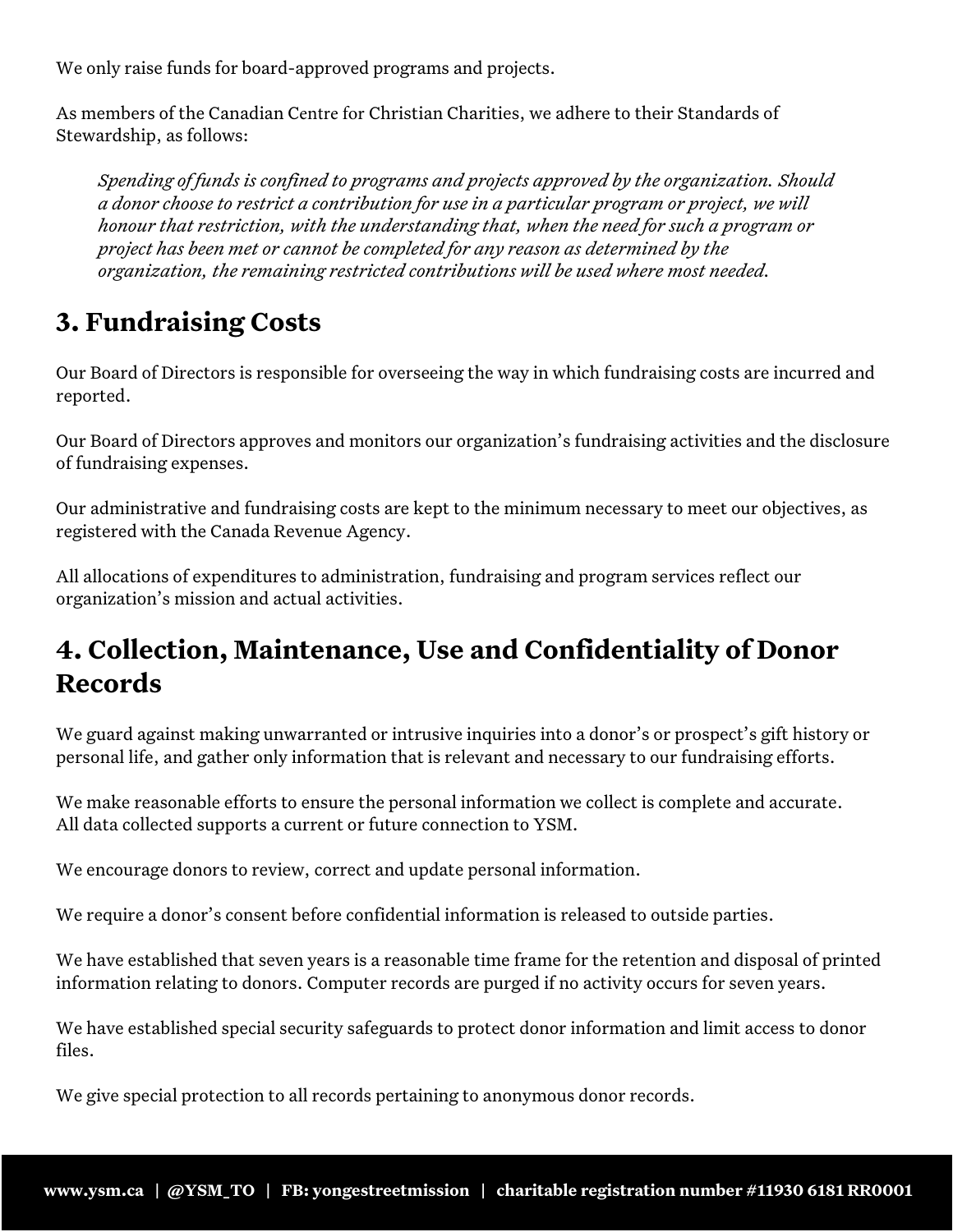We only raise funds for board-approved programs and projects.

As members of the Canadian Centre for Christian Charities, we adhere to their Standards of Stewardship, as follows:

> *Spending of funds is confined to programs and projects approved by the organization. Should a donor choose to restrict a contribution for use in a particular program or project, we will honour that restriction, with the understanding that, when the need for such a program or project has been met or cannot be completed for any reason as determined by the organization, the remaining restricted contributions will be used where most needed.*

## 3. Fundraising Costs

Our Board of Directors is responsible for overseeing the way in which fundraising costs are incurred and reported.

Our Board of Directors approves and monitors our organization's fundraising activities and the disclosure of fundraising expenses.

Our administrative and fundraising costs are kept to the minimum necessary to meet our objectives, as registered with the Canada Revenue Agency.

All allocations of expenditures to administration, fundraising and program services reflect our organization's mission and actual activities.

## 4. Collection, Maintenance, Use and Confidentiality of Donor Records

We guard against making unwarranted or intrusive inquiries into a donor's or prospect's gift history or personal life, and gather only information that is relevant and necessary to our fundraising efforts.

We make reasonable efforts to ensure the personal information we collect is complete and accurate. All data collected supports a current or future connection to YSM.

We encourage donors to review, correct and update personal information.

We require a donor's consent before confidential information is released to outside parties.

We have established that seven years is a reasonable time frame for the retention and disposal of printed information relating to donors. Computer records are purged if no activity occurs for seven years.

We have established special security safeguards to protect donor information and limit access to donor files.

We give special protection to all records pertaining to anonymous donor records.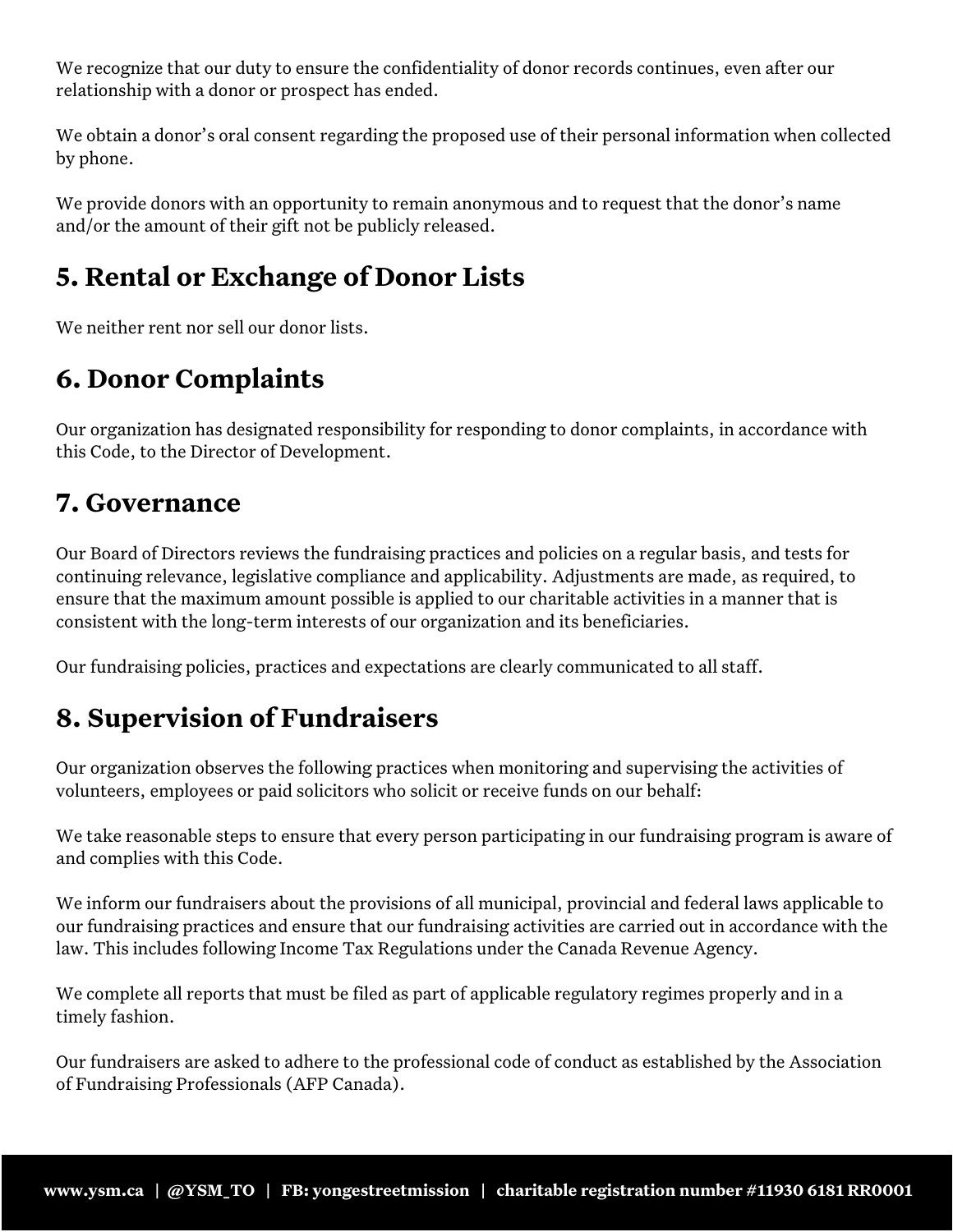We recognize that our duty to ensure the confidentiality of donor records continues, even after our relationship with a donor or prospect has ended.

We obtain a donor's oral consent regarding the proposed use of their personal information when collected by phone.

We provide donors with an opportunity to remain anonymous and to request that the donor's name and/or the amount of their gift not be publicly released.

## 5. Rental or Exchange of Donor Lists

We neither rent nor sell our donor lists.

## 6. Donor Complaints

Our organization has designated responsibility for responding to donor complaints, in accordance with this Code, to the Director of Development.

## 7. Governance

Our Board of Directors reviews the fundraising practices and policies on a regular basis, and tests for continuing relevance, legislative compliance and applicability. Adjustments are made, as required, to ensure that the maximum amount possible is applied to our charitable activities in a manner that is consistent with the long-term interests of our organization and its beneficiaries.

Our fundraising policies, practices and expectations are clearly communicated to all staff.

## 8. Supervision of Fundraisers

Our organization observes the following practices when monitoring and supervising the activities of volunteers, employees or paid solicitors who solicit or receive funds on our behalf:

We take reasonable steps to ensure that every person participating in our fundraising program is aware of and complies with this Code.

We inform our fundraisers about the provisions of all municipal, provincial and federal laws applicable to our fundraising practices and ensure that our fundraising activities are carried out in accordance with the law. This includes following Income Tax Regulations under the Canada Revenue Agency.

We complete all reports that must be filed as part of applicable regulatory regimes properly and in a timely fashion.

Our fundraisers are asked to adhere to the professional code of conduct as established by the Association of Fundraising Professionals (AFP Canada).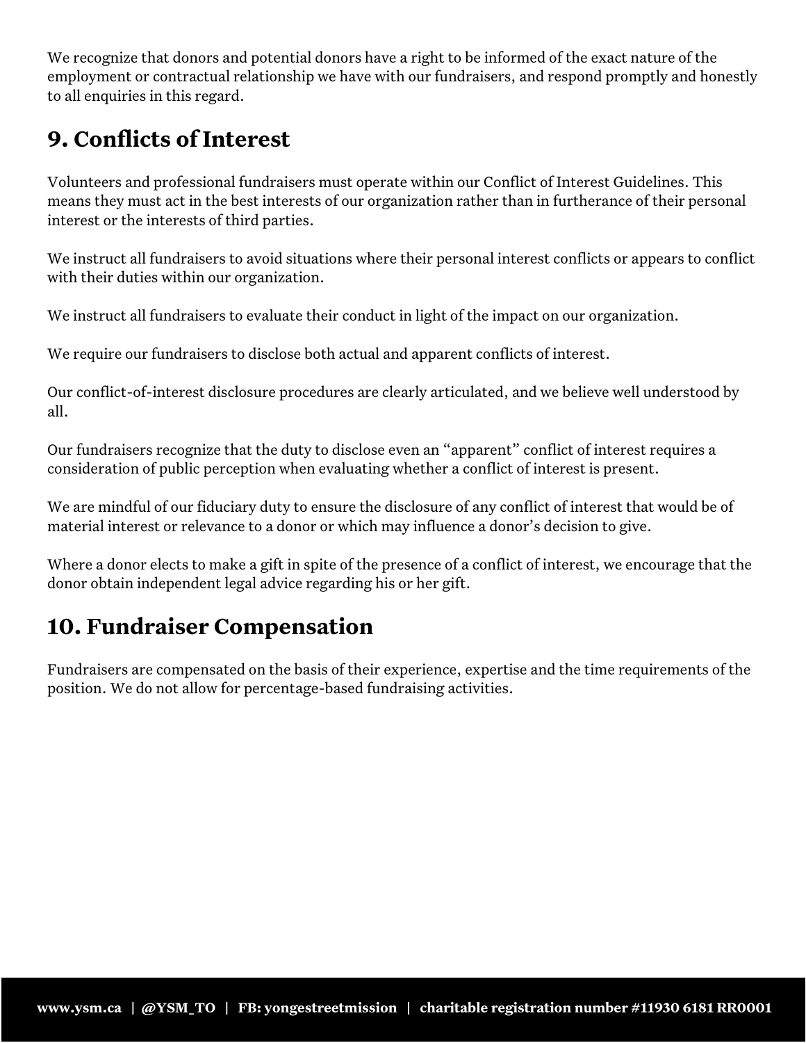We recognize that donors and potential donors have a right to be informed of the exact nature of the employment or contractual relationship we have with our fundraisers, and respond promptly and honestly to all enquiries in this regard.

## 9. Conflicts of Interest

Volunteers and professional fundraisers must operate within our Conflict of Interest Guidelines. This means they must act in the best interests of our organization rather than in furtherance of their personal interest or the interests of third parties.

We instruct all fundraisers to avoid situations where their personal interest conflicts or appears to conflict with their duties within our organization.

We instruct all fundraisers to evaluate their conduct in light of the impact on our organization.

We require our fundraisers to disclose both actual and apparent conflicts of interest.

Our conflict-of-interest disclosure procedures are clearly articulated, and we believe well understood by all.

Our fundraisers recognize that the duty to disclose even an "apparent" conflict of interest requires a consideration of public perception when evaluating whether a conflict of interest is present.

We are mindful of our fiduciary duty to ensure the disclosure of any conflict of interest that would be of material interest or relevance to a donor or which may influence a donor's decision to give.

Where a donor elects to make a gift in spite of the presence of a conflict of interest, we encourage that the donor obtain independent legal advice regarding his or her gift.

## 10. Fundraiser Compensation

Fundraisers are compensated on the basis of their experience, expertise and the time requirements of the position. We do not allow for percentage-based fundraising activities.